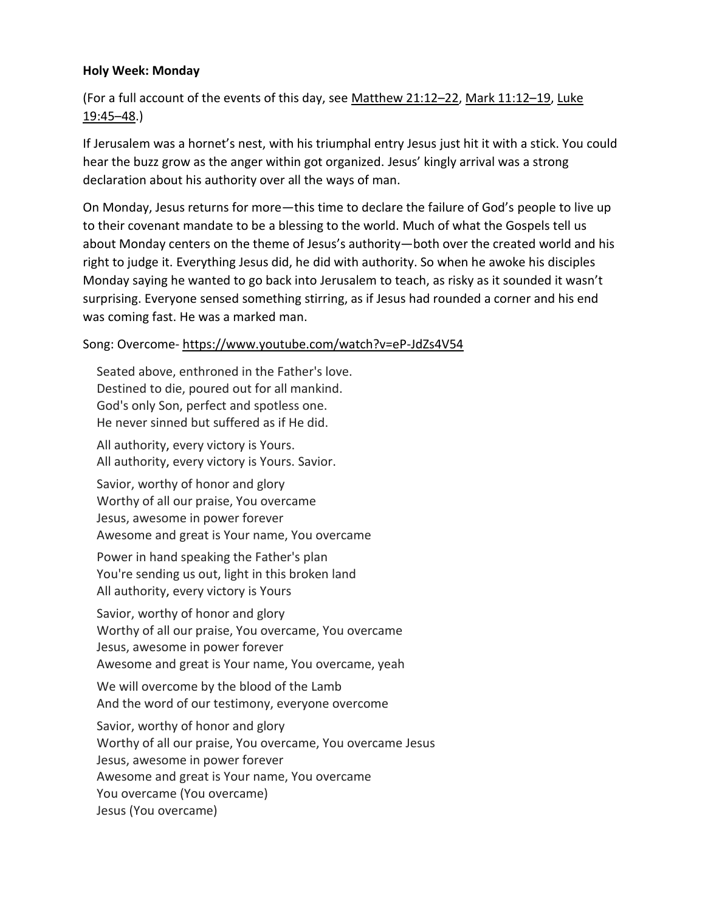**Holy Week: Monday**

(For a full account of the events of this day, see Matthew 21:12–22, Mark 11:12–19, Luke 19:45–48.)

If Jerusalem was a hornet's nest, with his triumphal entry Jesus just hit it with a stick. You could hear the buzz grow as the anger within got organized. Jesus' kingly arrival was a strong declaration about his authority over all the ways of man.

On Monday, Jesus returns for more—this time to declare the failure of God's people to live up to their covenant mandate to be a blessing to the world. Much of what the Gospels tell us about Monday centers on the theme of Jesus's authority—both over the created world and his right to judge it. Everything Jesus did, he did with authority. So when he awoke his disciples Monday saying he wanted to go back into Jerusalem to teach, as risky as it sounded it wasn't surprising. Everyone sensed something stirring, as if Jesus had rounded a corner and his end was coming fast. He was a marked man.

Song: Overcome- https://www.youtube.com/watch?v=eP-JdZs4V54

Seated above, enthroned in the Father's love.
Destined to die, poured out for all mankind.
God's only Son, perfect and spotless one.
He never sinned but suffered as if He did.

All authority, every victory is Yours.
All authority, every victory is Yours. Savior.

Savior, worthy of honor and glory
Worthy of all our praise, You overcame
Jesus, awesome in power forever
Awesome and great is Your name, You overcame

Power in hand speaking the Father's plan
You're sending us out, light in this broken land
All authority, every victory is Yours

Savior, worthy of honor and glory
Worthy of all our praise, You overcame, You overcame
Jesus, awesome in power forever
Awesome and great is Your name, You overcame, yeah

We will overcome by the blood of the Lamb
And the word of our testimony, everyone overcome

Savior, worthy of honor and glory
Worthy of all our praise, You overcame, You overcame Jesus
Jesus, awesome in power forever
Awesome and great is Your name, You overcame
You overcame (You overcame)
Jesus (You overcame)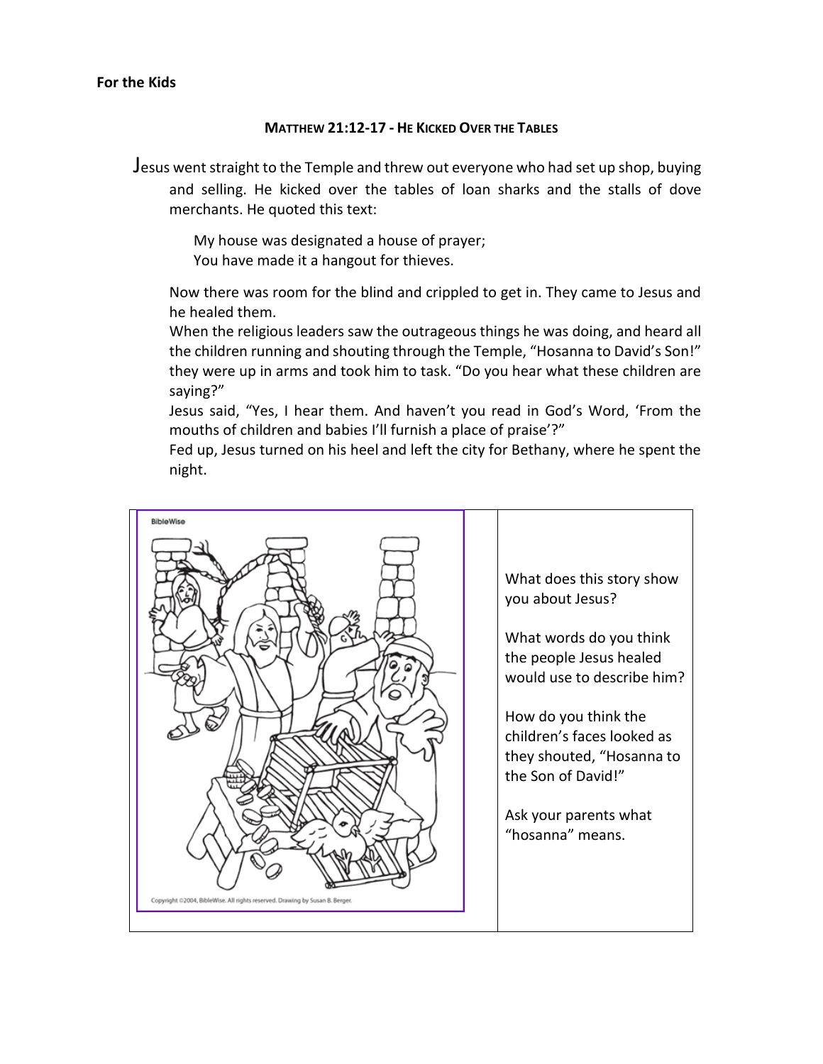**For the Kids**

**MATTHEW 21:12-17 - HE KICKED OVER THE TABLES**

Jesus went straight to the Temple and threw out everyone who had set up shop, buying and selling. He kicked over the tables of loan sharks and the stalls of dove merchants. He quoted this text:

> My house was designated a house of prayer;
> You have made it a hangout for thieves.

Now there was room for the blind and crippled to get in. They came to Jesus and he healed them.

When the religious leaders saw the outrageous things he was doing, and heard all the children running and shouting through the Temple, "Hosanna to David's Son!" they were up in arms and took him to task. "Do you hear what these children are saying?"

Jesus said, "Yes, I hear them. And haven't you read in God's Word, 'From the mouths of children and babies I'll furnish a place of praise'?"

Fed up, Jesus turned on his heel and left the city for Bethany, where he spent the night.

BibleWise

Copyright ©2004, BibleWise. All rights reserved. Drawing by Susan B. Berger.

What does this story show you about Jesus?

What words do you think the people Jesus healed would use to describe him?

How do you think the children's faces looked as they shouted, "Hosanna to the Son of David!"

Ask your parents what "hosanna" means.